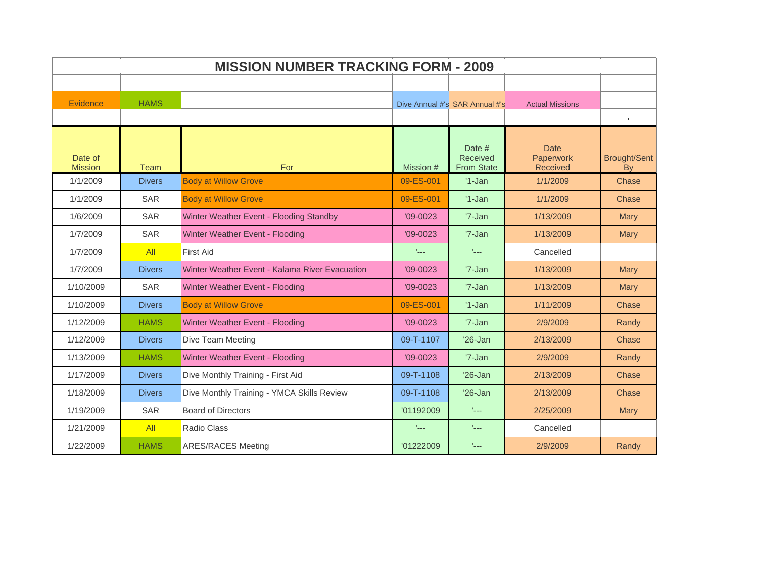# MISSION NUMBER TRACKING FORM - 2009

| Evidence | HAMS | | Dive Annual #'s | SAR Annual #'s | Actual Missions | |
|---|---|---|---|---|---|---|
| | | | | | | ' |
| **Date of Mission** | **Team** | **For** | **Mission #** | **Date # Received From State** | **Date Paperwork Received** | **Brought/Sent By** |
| 1/1/2009 | Divers | Body at Willow Grove | 09-ES-001 | '1-Jan | 1/1/2009 | Chase |
| 1/1/2009 | SAR | Body at Willow Grove | 09-ES-001 | '1-Jan | 1/1/2009 | Chase |
| 1/6/2009 | SAR | Winter Weather Event - Flooding Standby | '09-0023 | '7-Jan | 1/13/2009 | Mary |
| 1/7/2009 | SAR | Winter Weather Event - Flooding | '09-0023 | '7-Jan | 1/13/2009 | Mary |
| 1/7/2009 | All | First Aid | '--- | '--- | Cancelled | |
| 1/7/2009 | Divers | Winter Weather Event - Kalama River Evacuation | '09-0023 | '7-Jan | 1/13/2009 | Mary |
| 1/10/2009 | SAR | Winter Weather Event - Flooding | '09-0023 | '7-Jan | 1/13/2009 | Mary |
| 1/10/2009 | Divers | Body at Willow Grove | 09-ES-001 | '1-Jan | 1/11/2009 | Chase |
| 1/12/2009 | HAMS | Winter Weather Event - Flooding | '09-0023 | '7-Jan | 2/9/2009 | Randy |
| 1/12/2009 | Divers | Dive Team Meeting | 09-T-1107 | '26-Jan | 2/13/2009 | Chase |
| 1/13/2009 | HAMS | Winter Weather Event - Flooding | '09-0023 | '7-Jan | 2/9/2009 | Randy |
| 1/17/2009 | Divers | Dive Monthly Training - First Aid | 09-T-1108 | '26-Jan | 2/13/2009 | Chase |
| 1/18/2009 | Divers | Dive Monthly Training - YMCA Skills Review | 09-T-1108 | '26-Jan | 2/13/2009 | Chase |
| 1/19/2009 | SAR | Board of Directors | '01192009 | '--- | 2/25/2009 | Mary |
| 1/21/2009 | All | Radio Class | '--- | '--- | Cancelled | |
| 1/22/2009 | HAMS | ARES/RACES Meeting | '01222009 | '--- | 2/9/2009 | Randy |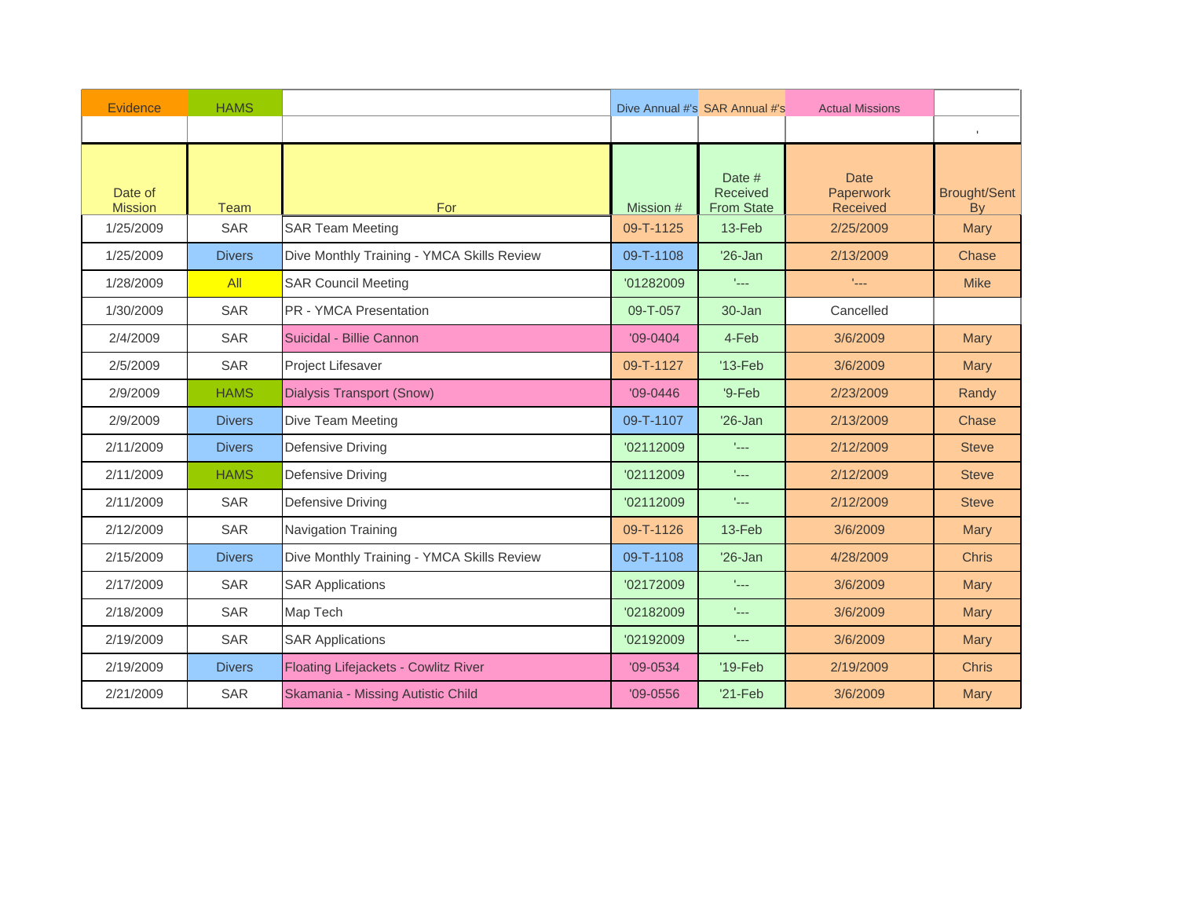| Evidence | HAMS | | Dive Annual #'s | SAR Annual #'s | Actual Missions | |
|---|---|---|---|---|---|---|
| | | | | | | ' |
| Date of Mission | Team | For | Mission # | Date # Received From State | Date Paperwork Received | Brought/Sent By |
| 1/25/2009 | SAR | SAR Team Meeting | 09-T-1125 | 13-Feb | 2/25/2009 | Mary |
| 1/25/2009 | Divers | Dive Monthly Training - YMCA Skills Review | 09-T-1108 | '26-Jan | 2/13/2009 | Chase |
| 1/28/2009 | All | SAR Council Meeting | '01282009 | '--- | '--- | Mike |
| 1/30/2009 | SAR | PR - YMCA Presentation | 09-T-057 | 30-Jan | Cancelled | |
| 2/4/2009 | SAR | Suicidal - Billie Cannon | '09-0404 | 4-Feb | 3/6/2009 | Mary |
| 2/5/2009 | SAR | Project Lifesaver | 09-T-1127 | '13-Feb | 3/6/2009 | Mary |
| 2/9/2009 | HAMS | Dialysis Transport (Snow) | '09-0446 | '9-Feb | 2/23/2009 | Randy |
| 2/9/2009 | Divers | Dive Team Meeting | 09-T-1107 | '26-Jan | 2/13/2009 | Chase |
| 2/11/2009 | Divers | Defensive Driving | '02112009 | '--- | 2/12/2009 | Steve |
| 2/11/2009 | HAMS | Defensive Driving | '02112009 | '--- | 2/12/2009 | Steve |
| 2/11/2009 | SAR | Defensive Driving | '02112009 | '--- | 2/12/2009 | Steve |
| 2/12/2009 | SAR | Navigation Training | 09-T-1126 | 13-Feb | 3/6/2009 | Mary |
| 2/15/2009 | Divers | Dive Monthly Training - YMCA Skills Review | 09-T-1108 | '26-Jan | 4/28/2009 | Chris |
| 2/17/2009 | SAR | SAR Applications | '02172009 | '--- | 3/6/2009 | Mary |
| 2/18/2009 | SAR | Map Tech | '02182009 | '--- | 3/6/2009 | Mary |
| 2/19/2009 | SAR | SAR Applications | '02192009 | '--- | 3/6/2009 | Mary |
| 2/19/2009 | Divers | Floating Lifejackets - Cowlitz River | '09-0534 | '19-Feb | 2/19/2009 | Chris |
| 2/21/2009 | SAR | Skamania - Missing Autistic Child | '09-0556 | '21-Feb | 3/6/2009 | Mary |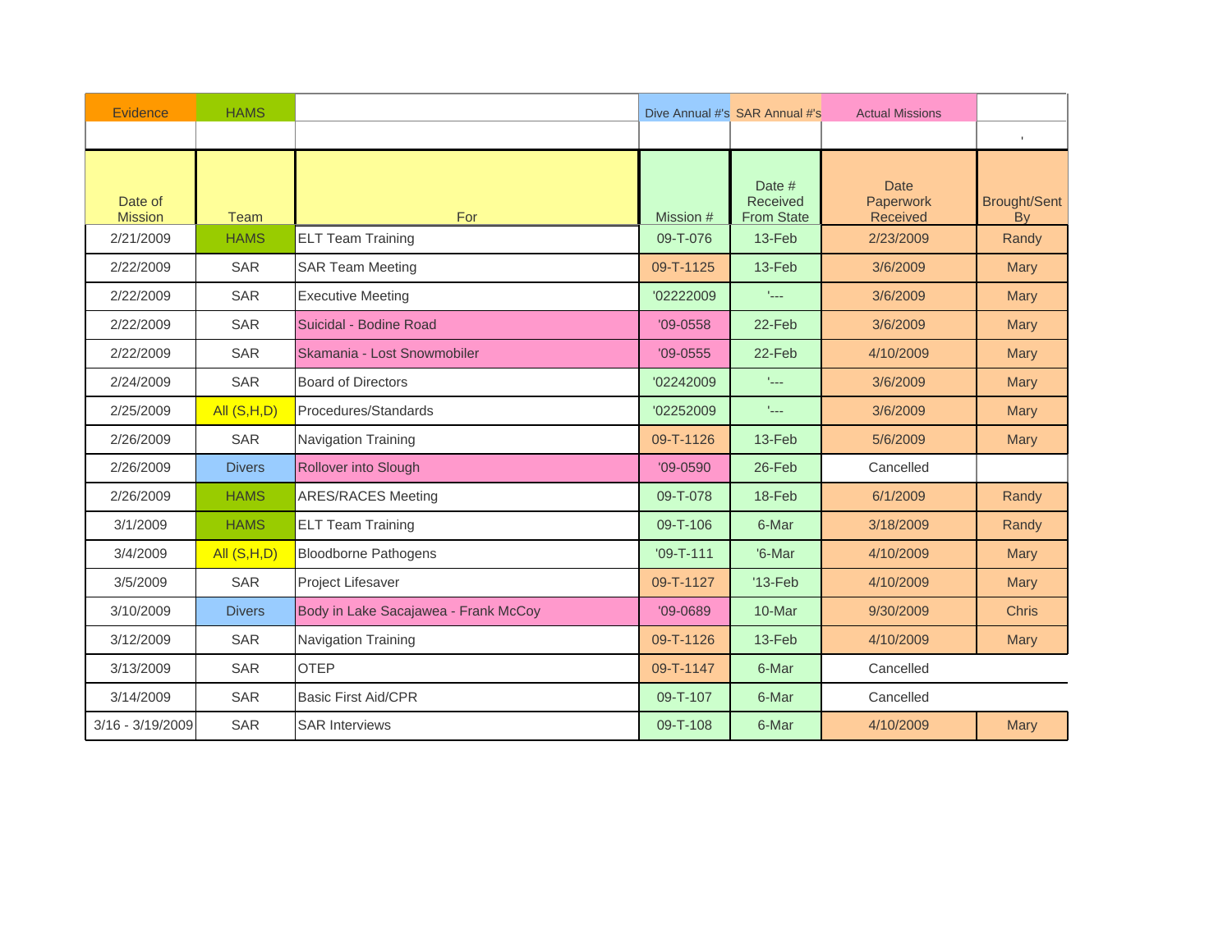| Evidence | HAMS | | Dive Annual #'s | SAR Annual #'s | Actual Missions | |
|---|---|---|---|---|---|---|
| | | | | | | ' |
| Date of Mission | Team | For | Mission # | Date # Received From State | Date Paperwork Received | Brought/Sent By |
| 2/21/2009 | HAMS | ELT Team Training | 09-T-076 | 13-Feb | 2/23/2009 | Randy |
| 2/22/2009 | SAR | SAR Team Meeting | 09-T-1125 | 13-Feb | 3/6/2009 | Mary |
| 2/22/2009 | SAR | Executive Meeting | '02222009 | '--- | 3/6/2009 | Mary |
| 2/22/2009 | SAR | Suicidal - Bodine Road | '09-0558 | 22-Feb | 3/6/2009 | Mary |
| 2/22/2009 | SAR | Skamania - Lost Snowmobiler | '09-0555 | 22-Feb | 4/10/2009 | Mary |
| 2/24/2009 | SAR | Board of Directors | '02242009 | '--- | 3/6/2009 | Mary |
| 2/25/2009 | All (S,H,D) | Procedures/Standards | '02252009 | '--- | 3/6/2009 | Mary |
| 2/26/2009 | SAR | Navigation Training | 09-T-1126 | 13-Feb | 5/6/2009 | Mary |
| 2/26/2009 | Divers | Rollover into Slough | '09-0590 | 26-Feb | Cancelled | |
| 2/26/2009 | HAMS | ARES/RACES Meeting | 09-T-078 | 18-Feb | 6/1/2009 | Randy |
| 3/1/2009 | HAMS | ELT Team Training | 09-T-106 | 6-Mar | 3/18/2009 | Randy |
| 3/4/2009 | All (S,H,D) | Bloodborne Pathogens | '09-T-111 | '6-Mar | 4/10/2009 | Mary |
| 3/5/2009 | SAR | Project Lifesaver | 09-T-1127 | '13-Feb | 4/10/2009 | Mary |
| 3/10/2009 | Divers | Body in Lake Sacajawea - Frank McCoy | '09-0689 | 10-Mar | 9/30/2009 | Chris |
| 3/12/2009 | SAR | Navigation Training | 09-T-1126 | 13-Feb | 4/10/2009 | Mary |
| 3/13/2009 | SAR | OTEP | 09-T-1147 | 6-Mar | Cancelled | |
| 3/14/2009 | SAR | Basic First Aid/CPR | 09-T-107 | 6-Mar | Cancelled | |
| 3/16 - 3/19/2009 | SAR | SAR Interviews | 09-T-108 | 6-Mar | 4/10/2009 | Mary |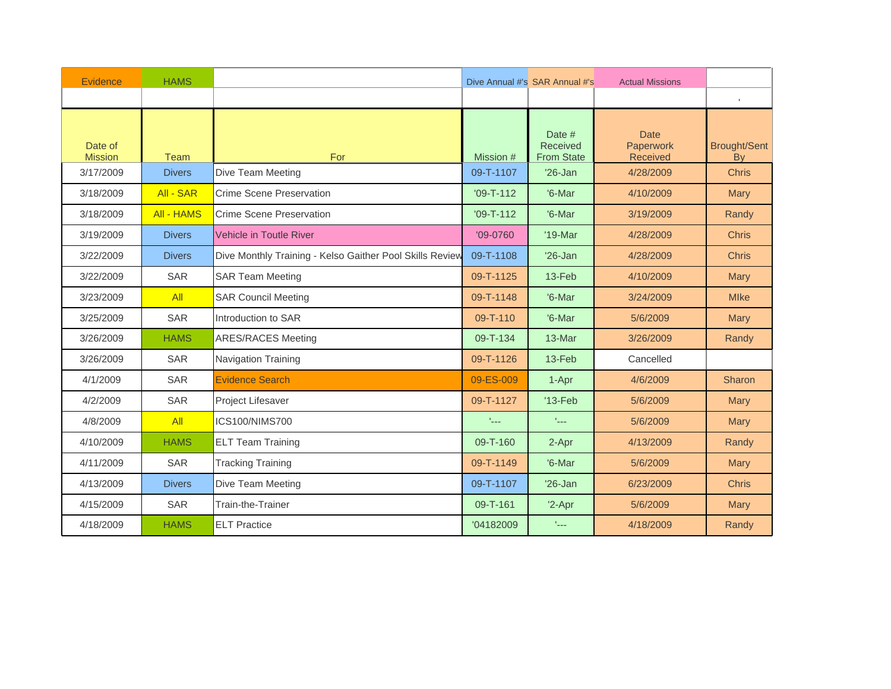| Evidence | HAMS | | Dive Annual #'s | SAR Annual #'s | Actual Missions | |
|---|---|---|---|---|---|---|
| | | | | | | ' |
| Date of Mission | Team | For | Mission # | Date # Received From State | Date Paperwork Received | Brought/Sent By |
| 3/17/2009 | Divers | Dive Team Meeting | 09-T-1107 | '26-Jan | 4/28/2009 | Chris |
| 3/18/2009 | All - SAR | Crime Scene Preservation | '09-T-112 | '6-Mar | 4/10/2009 | Mary |
| 3/18/2009 | All - HAMS | Crime Scene Preservation | '09-T-112 | '6-Mar | 3/19/2009 | Randy |
| 3/19/2009 | Divers | Vehicle in Toutle River | '09-0760 | '19-Mar | 4/28/2009 | Chris |
| 3/22/2009 | Divers | Dive Monthly Training - Kelso Gaither Pool Skills Review | 09-T-1108 | '26-Jan | 4/28/2009 | Chris |
| 3/22/2009 | SAR | SAR Team Meeting | 09-T-1125 | 13-Feb | 4/10/2009 | Mary |
| 3/23/2009 | All | SAR Council Meeting | 09-T-1148 | '6-Mar | 3/24/2009 | MIke |
| 3/25/2009 | SAR | Introduction to SAR | 09-T-110 | '6-Mar | 5/6/2009 | Mary |
| 3/26/2009 | HAMS | ARES/RACES Meeting | 09-T-134 | 13-Mar | 3/26/2009 | Randy |
| 3/26/2009 | SAR | Navigation Training | 09-T-1126 | 13-Feb | Cancelled | |
| 4/1/2009 | SAR | Evidence Search | 09-ES-009 | 1-Apr | 4/6/2009 | Sharon |
| 4/2/2009 | SAR | Project Lifesaver | 09-T-1127 | '13-Feb | 5/6/2009 | Mary |
| 4/8/2009 | All | ICS100/NIMS700 | '--- | '--- | 5/6/2009 | Mary |
| 4/10/2009 | HAMS | ELT Team Training | 09-T-160 | 2-Apr | 4/13/2009 | Randy |
| 4/11/2009 | SAR | Tracking Training | 09-T-1149 | '6-Mar | 5/6/2009 | Mary |
| 4/13/2009 | Divers | Dive Team Meeting | 09-T-1107 | '26-Jan | 6/23/2009 | Chris |
| 4/15/2009 | SAR | Train-the-Trainer | 09-T-161 | '2-Apr | 5/6/2009 | Mary |
| 4/18/2009 | HAMS | ELT Practice | '04182009 | '--- | 4/18/2009 | Randy |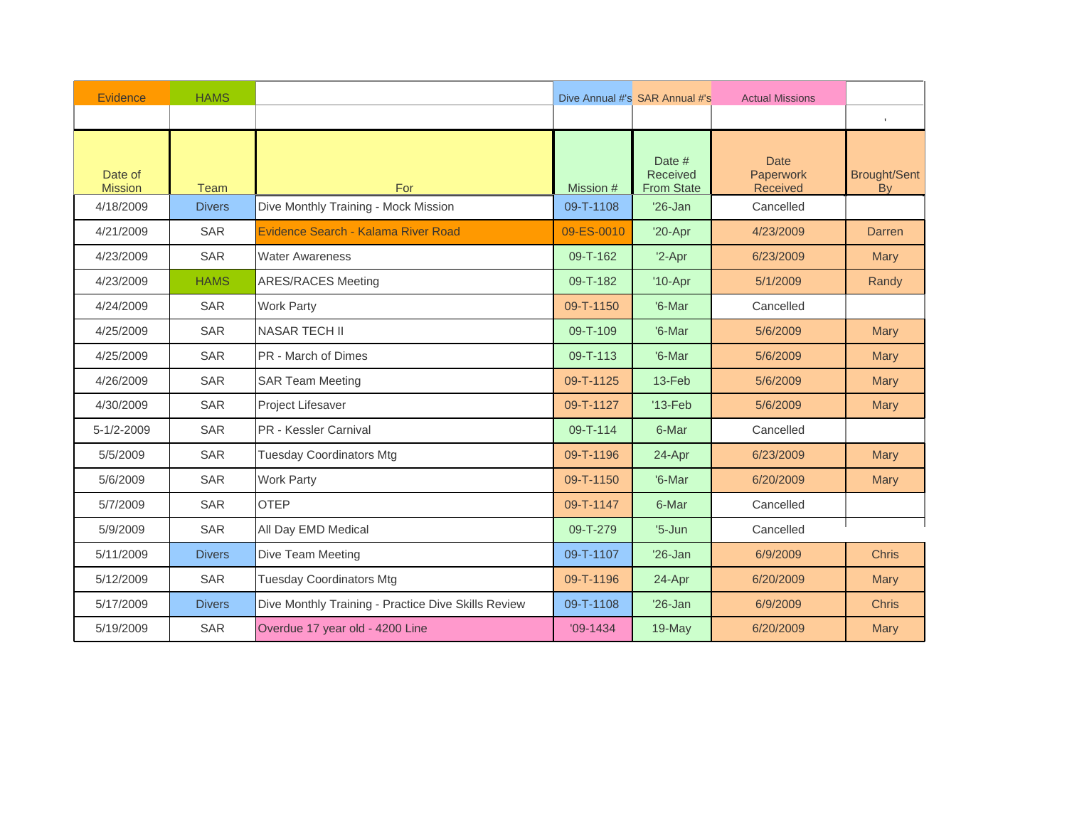| Evidence | HAMS | | Dive Annual #'s | SAR Annual #'s | Actual Missions | |
|---|---|---|---|---|---|---|
| | | | | | | ' |
| Date of Mission | Team | For | Mission # | Date # Received From State | Date Paperwork Received | Brought/Sent By |
| 4/18/2009 | Divers | Dive Monthly Training - Mock Mission | 09-T-1108 | '26-Jan | Cancelled | |
| 4/21/2009 | SAR | Evidence Search - Kalama River Road | 09-ES-0010 | '20-Apr | 4/23/2009 | Darren |
| 4/23/2009 | SAR | Water Awareness | 09-T-162 | '2-Apr | 6/23/2009 | Mary |
| 4/23/2009 | HAMS | ARES/RACES Meeting | 09-T-182 | '10-Apr | 5/1/2009 | Randy |
| 4/24/2009 | SAR | Work Party | 09-T-1150 | '6-Mar | Cancelled | |
| 4/25/2009 | SAR | NASAR TECH II | 09-T-109 | '6-Mar | 5/6/2009 | Mary |
| 4/25/2009 | SAR | PR - March of Dimes | 09-T-113 | '6-Mar | 5/6/2009 | Mary |
| 4/26/2009 | SAR | SAR Team Meeting | 09-T-1125 | 13-Feb | 5/6/2009 | Mary |
| 4/30/2009 | SAR | Project Lifesaver | 09-T-1127 | '13-Feb | 5/6/2009 | Mary |
| 5-1/2-2009 | SAR | PR - Kessler Carnival | 09-T-114 | 6-Mar | Cancelled | |
| 5/5/2009 | SAR | Tuesday Coordinators Mtg | 09-T-1196 | 24-Apr | 6/23/2009 | Mary |
| 5/6/2009 | SAR | Work Party | 09-T-1150 | '6-Mar | 6/20/2009 | Mary |
| 5/7/2009 | SAR | OTEP | 09-T-1147 | 6-Mar | Cancelled | |
| 5/9/2009 | SAR | All Day EMD Medical | 09-T-279 | '5-Jun | Cancelled | |
| 5/11/2009 | Divers | Dive Team Meeting | 09-T-1107 | '26-Jan | 6/9/2009 | Chris |
| 5/12/2009 | SAR | Tuesday Coordinators Mtg | 09-T-1196 | 24-Apr | 6/20/2009 | Mary |
| 5/17/2009 | Divers | Dive Monthly Training - Practice Dive Skills Review | 09-T-1108 | '26-Jan | 6/9/2009 | Chris |
| 5/19/2009 | SAR | Overdue 17 year old - 4200 Line | '09-1434 | 19-May | 6/20/2009 | Mary |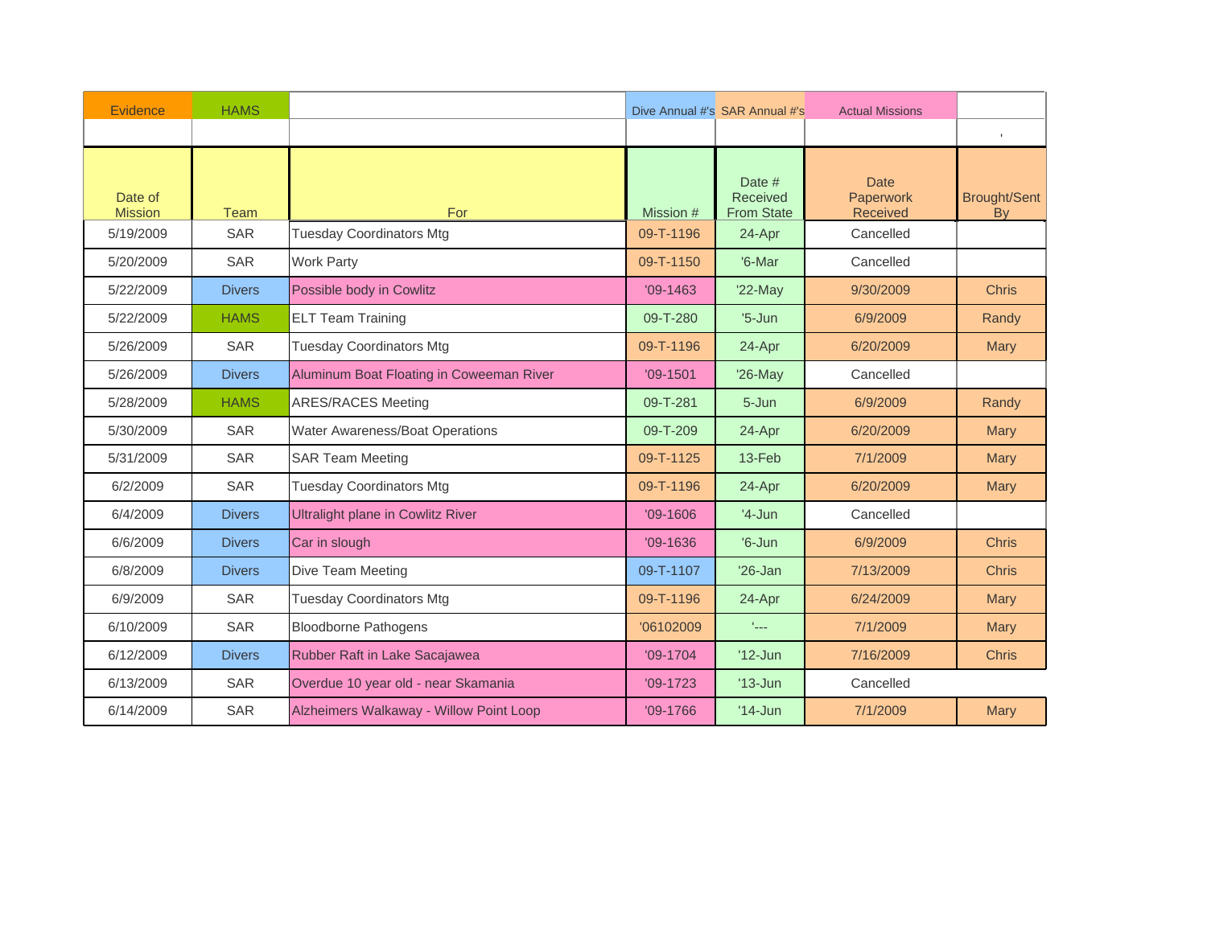| Evidence | HAMS | | Dive Annual #'s | SAR Annual #'s | Actual Missions | |
|---|---|---|---|---|---|---|
| | | | | | | ' |
| Date of Mission | Team | For | Mission # | Date # Received From State | Date Paperwork Received | Brought/Sent By |
| 5/19/2009 | SAR | Tuesday Coordinators Mtg | 09-T-1196 | 24-Apr | Cancelled | |
| 5/20/2009 | SAR | Work Party | 09-T-1150 | '6-Mar | Cancelled | |
| 5/22/2009 | Divers | Possible body in Cowlitz | '09-1463 | '22-May | 9/30/2009 | Chris |
| 5/22/2009 | HAMS | ELT Team Training | 09-T-280 | '5-Jun | 6/9/2009 | Randy |
| 5/26/2009 | SAR | Tuesday Coordinators Mtg | 09-T-1196 | 24-Apr | 6/20/2009 | Mary |
| 5/26/2009 | Divers | Aluminum Boat Floating in Coweeman River | '09-1501 | '26-May | Cancelled | |
| 5/28/2009 | HAMS | ARES/RACES Meeting | 09-T-281 | 5-Jun | 6/9/2009 | Randy |
| 5/30/2009 | SAR | Water Awareness/Boat Operations | 09-T-209 | 24-Apr | 6/20/2009 | Mary |
| 5/31/2009 | SAR | SAR Team Meeting | 09-T-1125 | 13-Feb | 7/1/2009 | Mary |
| 6/2/2009 | SAR | Tuesday Coordinators Mtg | 09-T-1196 | 24-Apr | 6/20/2009 | Mary |
| 6/4/2009 | Divers | Ultralight plane in Cowlitz River | '09-1606 | '4-Jun | Cancelled | |
| 6/6/2009 | Divers | Car in slough | '09-1636 | '6-Jun | 6/9/2009 | Chris |
| 6/8/2009 | Divers | Dive Team Meeting | 09-T-1107 | '26-Jan | 7/13/2009 | Chris |
| 6/9/2009 | SAR | Tuesday Coordinators Mtg | 09-T-1196 | 24-Apr | 6/24/2009 | Mary |
| 6/10/2009 | SAR | Bloodborne Pathogens | '06102009 | '--- | 7/1/2009 | Mary |
| 6/12/2009 | Divers | Rubber Raft in Lake Sacajawea | '09-1704 | '12-Jun | 7/16/2009 | Chris |
| 6/13/2009 | SAR | Overdue 10 year old - near Skamania | '09-1723 | '13-Jun | Cancelled | |
| 6/14/2009 | SAR | Alzheimers Walkaway - Willow Point Loop | '09-1766 | '14-Jun | 7/1/2009 | Mary |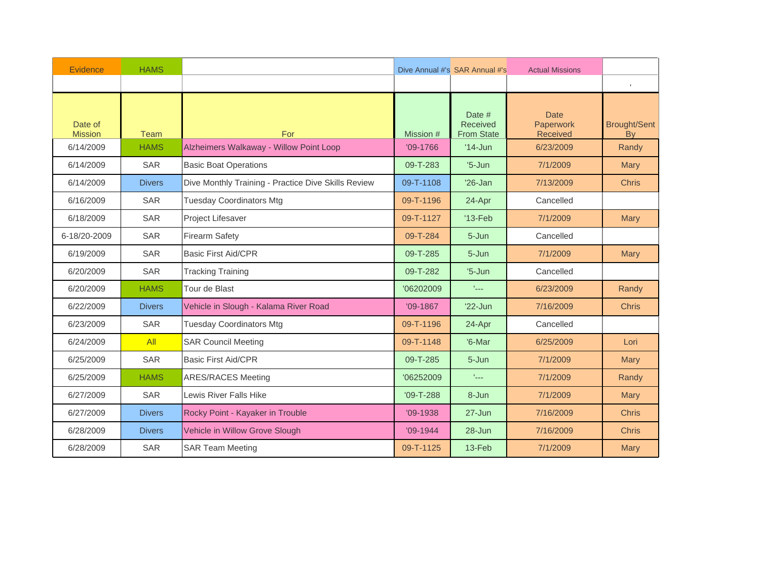| Evidence | HAMS | | Dive Annual #'s | SAR Annual #'s | Actual Missions | |
|---|---|---|---|---|---|---|
| | | | | | | ' |
| Date of Mission | Team | For | Mission # | Date # Received From State | Date Paperwork Received | Brought/Sent By |
| 6/14/2009 | HAMS | Alzheimers Walkaway - Willow Point Loop | '09-1766 | '14-Jun | 6/23/2009 | Randy |
| 6/14/2009 | SAR | Basic Boat Operations | 09-T-283 | '5-Jun | 7/1/2009 | Mary |
| 6/14/2009 | Divers | Dive Monthly Training - Practice Dive Skills Review | 09-T-1108 | '26-Jan | 7/13/2009 | Chris |
| 6/16/2009 | SAR | Tuesday Coordinators Mtg | 09-T-1196 | 24-Apr | Cancelled | |
| 6/18/2009 | SAR | Project Lifesaver | 09-T-1127 | '13-Feb | 7/1/2009 | Mary |
| 6-18/20-2009 | SAR | Firearm Safety | 09-T-284 | 5-Jun | Cancelled | |
| 6/19/2009 | SAR | Basic First Aid/CPR | 09-T-285 | 5-Jun | 7/1/2009 | Mary |
| 6/20/2009 | SAR | Tracking Training | 09-T-282 | '5-Jun | Cancelled | |
| 6/20/2009 | HAMS | Tour de Blast | '06202009 | '--- | 6/23/2009 | Randy |
| 6/22/2009 | Divers | Vehicle in Slough - Kalama River Road | '09-1867 | '22-Jun | 7/16/2009 | Chris |
| 6/23/2009 | SAR | Tuesday Coordinators Mtg | 09-T-1196 | 24-Apr | Cancelled | |
| 6/24/2009 | All | SAR Council Meeting | 09-T-1148 | '6-Mar | 6/25/2009 | Lori |
| 6/25/2009 | SAR | Basic First Aid/CPR | 09-T-285 | 5-Jun | 7/1/2009 | Mary |
| 6/25/2009 | HAMS | ARES/RACES Meeting | '06252009 | '--- | 7/1/2009 | Randy |
| 6/27/2009 | SAR | Lewis River Falls Hike | '09-T-288 | 8-Jun | 7/1/2009 | Mary |
| 6/27/2009 | Divers | Rocky Point - Kayaker in Trouble | '09-1938 | 27-Jun | 7/16/2009 | Chris |
| 6/28/2009 | Divers | Vehicle in Willow Grove Slough | '09-1944 | 28-Jun | 7/16/2009 | Chris |
| 6/28/2009 | SAR | SAR Team Meeting | 09-T-1125 | 13-Feb | 7/1/2009 | Mary |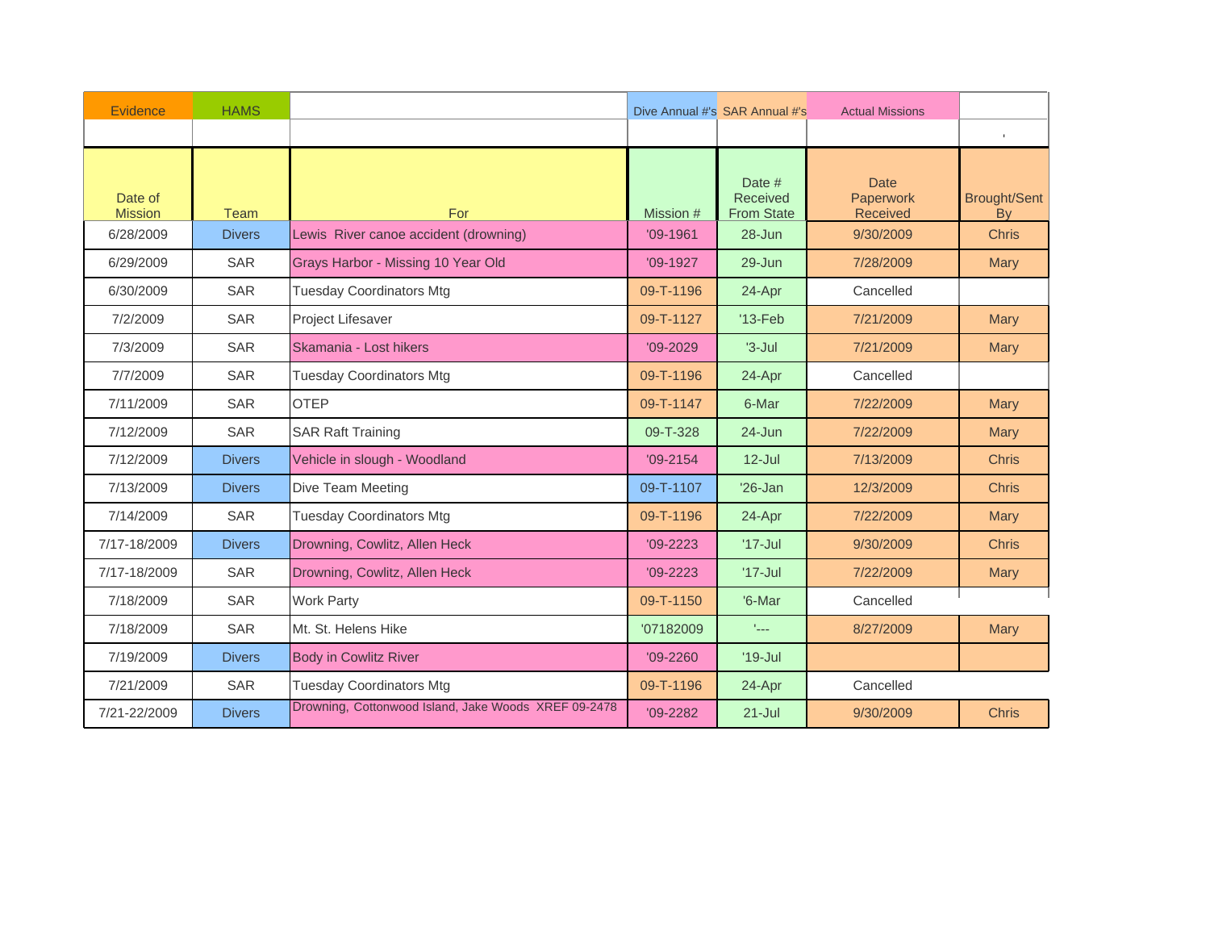| Evidence | HAMS | | Dive Annual #'s | SAR Annual #'s | Actual Missions | |
|---|---|---|---|---|---|---|
| | | | | | | ' |
| Date of Mission | Team | For | Mission # | Date # Received From State | Date Paperwork Received | Brought/Sent By |
| 6/28/2009 | Divers | Lewis River canoe accident (drowning) | '09-1961 | 28-Jun | 9/30/2009 | Chris |
| 6/29/2009 | SAR | Grays Harbor - Missing 10 Year Old | '09-1927 | 29-Jun | 7/28/2009 | Mary |
| 6/30/2009 | SAR | Tuesday Coordinators Mtg | 09-T-1196 | 24-Apr | Cancelled | |
| 7/2/2009 | SAR | Project Lifesaver | 09-T-1127 | '13-Feb | 7/21/2009 | Mary |
| 7/3/2009 | SAR | Skamania - Lost hikers | '09-2029 | '3-Jul | 7/21/2009 | Mary |
| 7/7/2009 | SAR | Tuesday Coordinators Mtg | 09-T-1196 | 24-Apr | Cancelled | |
| 7/11/2009 | SAR | OTEP | 09-T-1147 | 6-Mar | 7/22/2009 | Mary |
| 7/12/2009 | SAR | SAR Raft Training | 09-T-328 | 24-Jun | 7/22/2009 | Mary |
| 7/12/2009 | Divers | Vehicle in slough - Woodland | '09-2154 | 12-Jul | 7/13/2009 | Chris |
| 7/13/2009 | Divers | Dive Team Meeting | 09-T-1107 | '26-Jan | 12/3/2009 | Chris |
| 7/14/2009 | SAR | Tuesday Coordinators Mtg | 09-T-1196 | 24-Apr | 7/22/2009 | Mary |
| 7/17-18/2009 | Divers | Drowning, Cowlitz, Allen Heck | '09-2223 | '17-Jul | 9/30/2009 | Chris |
| 7/17-18/2009 | SAR | Drowning, Cowlitz, Allen Heck | '09-2223 | '17-Jul | 7/22/2009 | Mary |
| 7/18/2009 | SAR | Work Party | 09-T-1150 | '6-Mar | Cancelled | |
| 7/18/2009 | SAR | Mt. St. Helens Hike | '07182009 | '--- | 8/27/2009 | Mary |
| 7/19/2009 | Divers | Body in Cowlitz River | '09-2260 | '19-Jul | | |
| 7/21/2009 | SAR | Tuesday Coordinators Mtg | 09-T-1196 | 24-Apr | Cancelled | |
| 7/21-22/2009 | Divers | Drowning, Cottonwood Island, Jake Woods XREF 09-2478 | '09-2282 | 21-Jul | 9/30/2009 | Chris |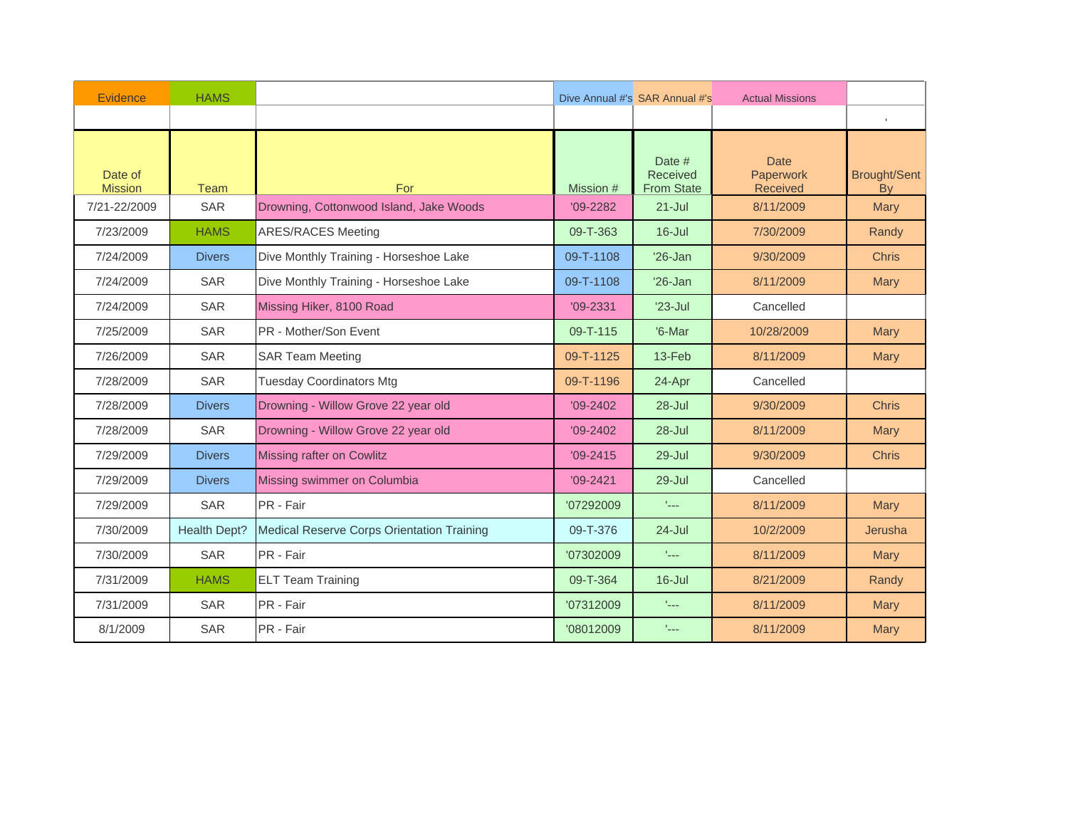| Evidence | HAMS | | Dive Annual #'s | SAR Annual #'s | Actual Missions | |
|---|---|---|---|---|---|---|
| | | | | | | ' |
| Date of Mission | Team | For | Mission # | Date # Received From State | Date Paperwork Received | Brought/Sent By |
| 7/21-22/2009 | SAR | Drowning, Cottonwood Island, Jake Woods | '09-2282 | 21-Jul | 8/11/2009 | Mary |
| 7/23/2009 | HAMS | ARES/RACES Meeting | 09-T-363 | 16-Jul | 7/30/2009 | Randy |
| 7/24/2009 | Divers | Dive Monthly Training - Horseshoe Lake | 09-T-1108 | '26-Jan | 9/30/2009 | Chris |
| 7/24/2009 | SAR | Dive Monthly Training - Horseshoe Lake | 09-T-1108 | '26-Jan | 8/11/2009 | Mary |
| 7/24/2009 | SAR | Missing Hiker, 8100 Road | '09-2331 | '23-Jul | Cancelled | |
| 7/25/2009 | SAR | PR - Mother/Son Event | 09-T-115 | '6-Mar | 10/28/2009 | Mary |
| 7/26/2009 | SAR | SAR Team Meeting | 09-T-1125 | 13-Feb | 8/11/2009 | Mary |
| 7/28/2009 | SAR | Tuesday Coordinators Mtg | 09-T-1196 | 24-Apr | Cancelled | |
| 7/28/2009 | Divers | Drowning - Willow Grove 22 year old | '09-2402 | 28-Jul | 9/30/2009 | Chris |
| 7/28/2009 | SAR | Drowning - Willow Grove 22 year old | '09-2402 | 28-Jul | 8/11/2009 | Mary |
| 7/29/2009 | Divers | Missing rafter on Cowlitz | '09-2415 | 29-Jul | 9/30/2009 | Chris |
| 7/29/2009 | Divers | Missing swimmer on Columbia | '09-2421 | 29-Jul | Cancelled | |
| 7/29/2009 | SAR | PR - Fair | '07292009 | '--- | 8/11/2009 | Mary |
| 7/30/2009 | Health Dept? | Medical Reserve Corps Orientation Training | 09-T-376 | 24-Jul | 10/2/2009 | Jerusha |
| 7/30/2009 | SAR | PR - Fair | '07302009 | '--- | 8/11/2009 | Mary |
| 7/31/2009 | HAMS | ELT Team Training | 09-T-364 | 16-Jul | 8/21/2009 | Randy |
| 7/31/2009 | SAR | PR - Fair | '07312009 | '--- | 8/11/2009 | Mary |
| 8/1/2009 | SAR | PR - Fair | '08012009 | '--- | 8/11/2009 | Mary |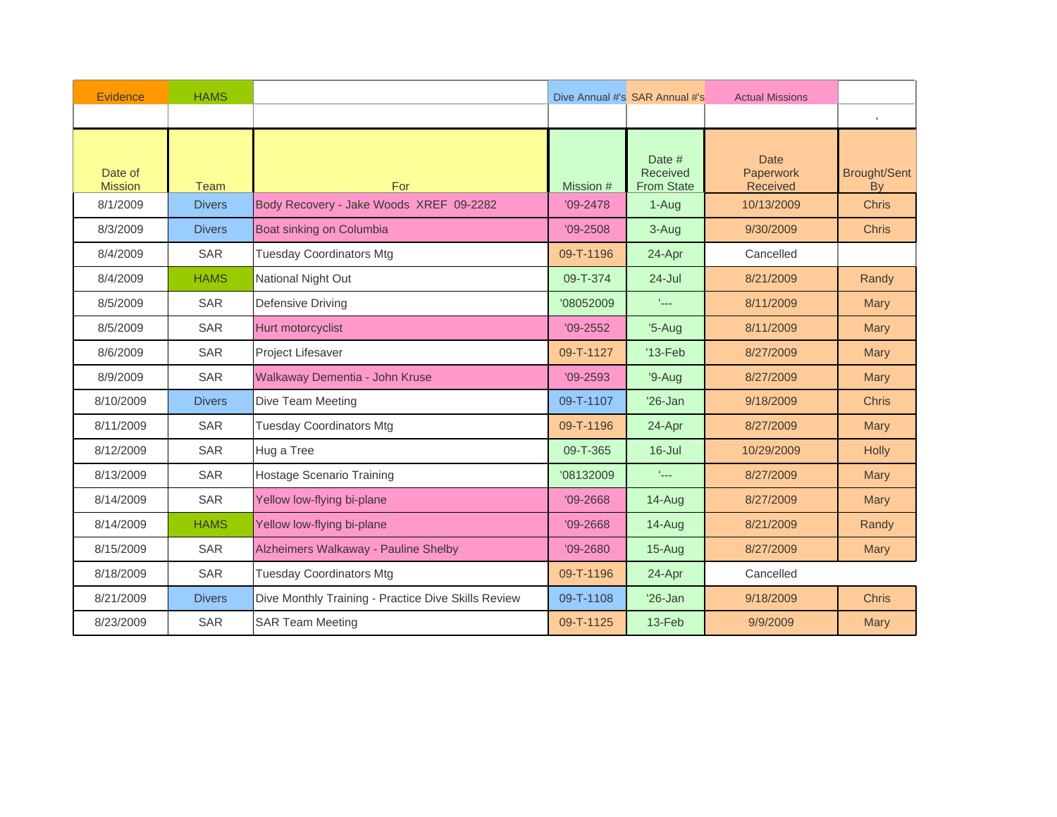| Evidence | HAMS | | Dive Annual #'s | SAR Annual #'s | Actual Missions | |
|---|---|---|---|---|---|---|
| | | | | | | ' |
| Date of Mission | Team | For | Mission # | Date # Received From State | Date Paperwork Received | Brought/Sent By |
| 8/1/2009 | Divers | Body Recovery - Jake Woods XREF 09-2282 | '09-2478 | 1-Aug | 10/13/2009 | Chris |
| 8/3/2009 | Divers | Boat sinking on Columbia | '09-2508 | 3-Aug | 9/30/2009 | Chris |
| 8/4/2009 | SAR | Tuesday Coordinators Mtg | 09-T-1196 | 24-Apr | Cancelled | |
| 8/4/2009 | HAMS | National Night Out | 09-T-374 | 24-Jul | 8/21/2009 | Randy |
| 8/5/2009 | SAR | Defensive Driving | '08052009 | '--- | 8/11/2009 | Mary |
| 8/5/2009 | SAR | Hurt motorcyclist | '09-2552 | '5-Aug | 8/11/2009 | Mary |
| 8/6/2009 | SAR | Project Lifesaver | 09-T-1127 | '13-Feb | 8/27/2009 | Mary |
| 8/9/2009 | SAR | Walkaway Dementia - John Kruse | '09-2593 | '9-Aug | 8/27/2009 | Mary |
| 8/10/2009 | Divers | Dive Team Meeting | 09-T-1107 | '26-Jan | 9/18/2009 | Chris |
| 8/11/2009 | SAR | Tuesday Coordinators Mtg | 09-T-1196 | 24-Apr | 8/27/2009 | Mary |
| 8/12/2009 | SAR | Hug a Tree | 09-T-365 | 16-Jul | 10/29/2009 | Holly |
| 8/13/2009 | SAR | Hostage Scenario Training | '08132009 | '--- | 8/27/2009 | Mary |
| 8/14/2009 | SAR | Yellow low-flying bi-plane | '09-2668 | 14-Aug | 8/27/2009 | Mary |
| 8/14/2009 | HAMS | Yellow low-flying bi-plane | '09-2668 | 14-Aug | 8/21/2009 | Randy |
| 8/15/2009 | SAR | Alzheimers Walkaway - Pauline Shelby | '09-2680 | 15-Aug | 8/27/2009 | Mary |
| 8/18/2009 | SAR | Tuesday Coordinators Mtg | 09-T-1196 | 24-Apr | Cancelled | |
| 8/21/2009 | Divers | Dive Monthly Training - Practice Dive Skills Review | 09-T-1108 | '26-Jan | 9/18/2009 | Chris |
| 8/23/2009 | SAR | SAR Team Meeting | 09-T-1125 | 13-Feb | 9/9/2009 | Mary |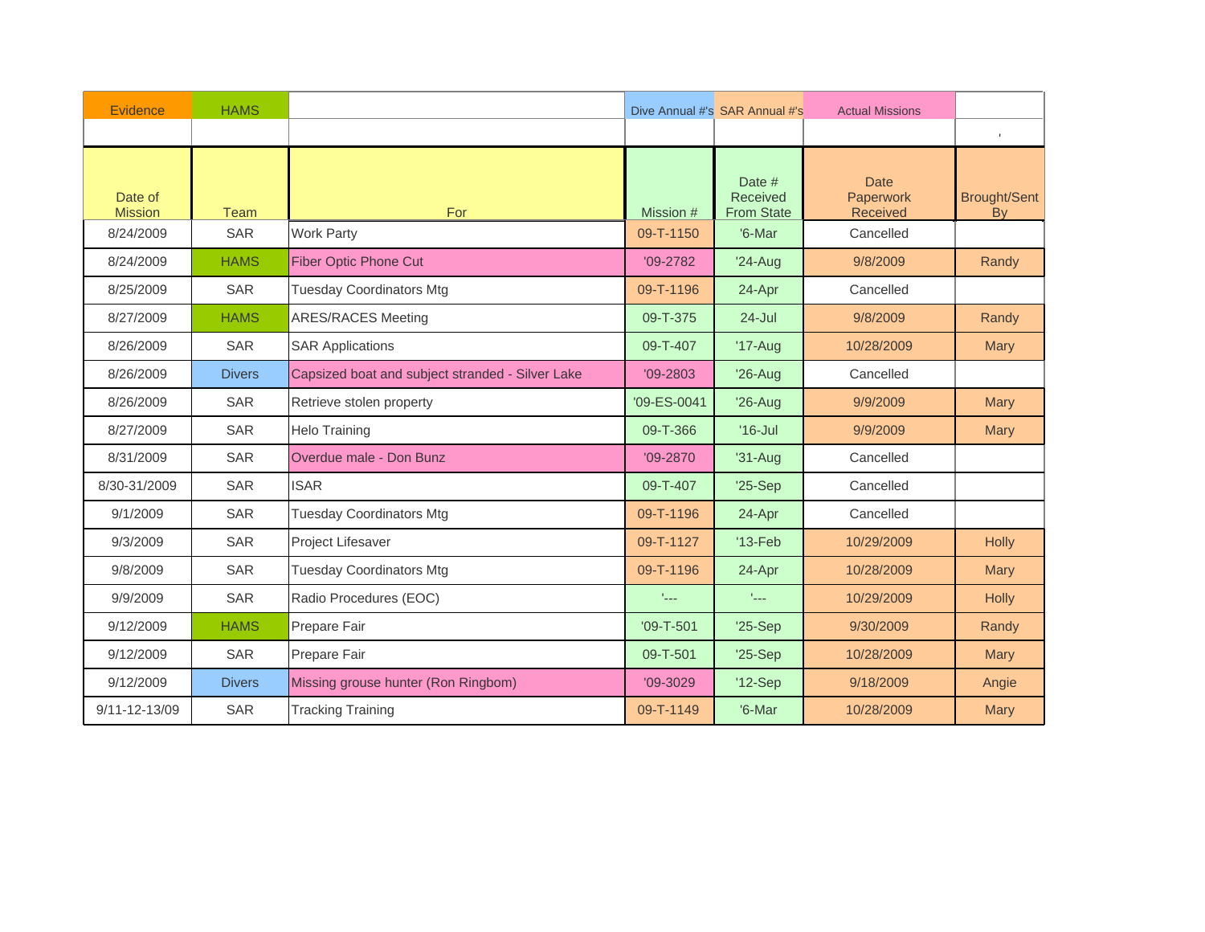| Evidence | HAMS | | Dive Annual #'s | SAR Annual #'s | Actual Missions | |
|---|---|---|---|---|---|---|
| | | | | | | ' |
| Date of Mission | Team | For | Mission # | Date # Received From State | Date Paperwork Received | Brought/Sent By |
| 8/24/2009 | SAR | Work Party | 09-T-1150 | '6-Mar | Cancelled | |
| 8/24/2009 | HAMS | Fiber Optic Phone Cut | '09-2782 | '24-Aug | 9/8/2009 | Randy |
| 8/25/2009 | SAR | Tuesday Coordinators Mtg | 09-T-1196 | 24-Apr | Cancelled | |
| 8/27/2009 | HAMS | ARES/RACES Meeting | 09-T-375 | 24-Jul | 9/8/2009 | Randy |
| 8/26/2009 | SAR | SAR Applications | 09-T-407 | '17-Aug | 10/28/2009 | Mary |
| 8/26/2009 | Divers | Capsized boat and subject stranded - Silver Lake | '09-2803 | '26-Aug | Cancelled | |
| 8/26/2009 | SAR | Retrieve stolen property | '09-ES-0041 | '26-Aug | 9/9/2009 | Mary |
| 8/27/2009 | SAR | Helo Training | 09-T-366 | '16-Jul | 9/9/2009 | Mary |
| 8/31/2009 | SAR | Overdue male - Don Bunz | '09-2870 | '31-Aug | Cancelled | |
| 8/30-31/2009 | SAR | ISAR | 09-T-407 | '25-Sep | Cancelled | |
| 9/1/2009 | SAR | Tuesday Coordinators Mtg | 09-T-1196 | 24-Apr | Cancelled | |
| 9/3/2009 | SAR | Project Lifesaver | 09-T-1127 | '13-Feb | 10/29/2009 | Holly |
| 9/8/2009 | SAR | Tuesday Coordinators Mtg | 09-T-1196 | 24-Apr | 10/28/2009 | Mary |
| 9/9/2009 | SAR | Radio Procedures (EOC) | '--- | '--- | 10/29/2009 | Holly |
| 9/12/2009 | HAMS | Prepare Fair | '09-T-501 | '25-Sep | 9/30/2009 | Randy |
| 9/12/2009 | SAR | Prepare Fair | 09-T-501 | '25-Sep | 10/28/2009 | Mary |
| 9/12/2009 | Divers | Missing grouse hunter (Ron Ringbom) | '09-3029 | '12-Sep | 9/18/2009 | Angie |
| 9/11-12-13/09 | SAR | Tracking Training | 09-T-1149 | '6-Mar | 10/28/2009 | Mary |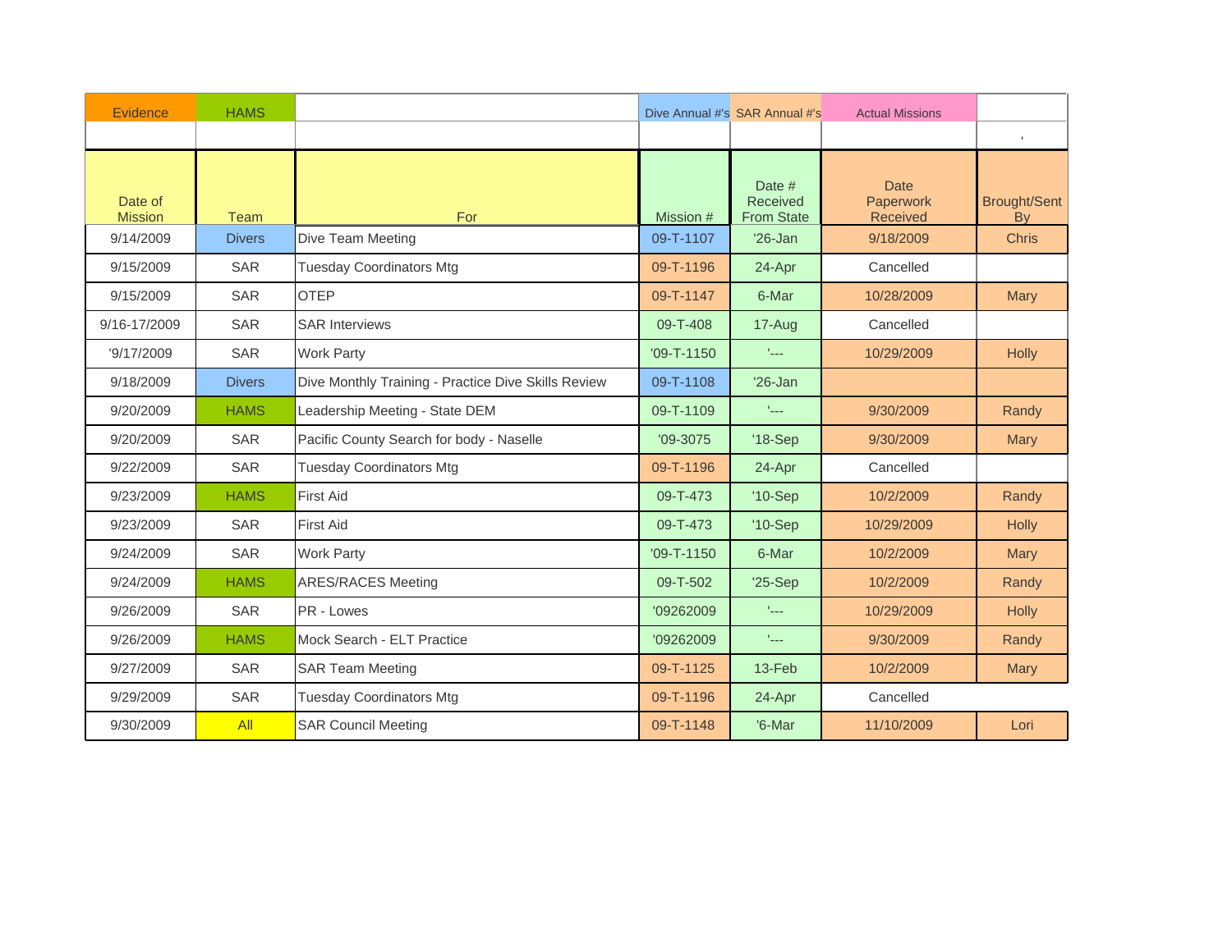| Evidence | HAMS | | Dive Annual #'s | SAR Annual #'s | Actual Missions | |
|---|---|---|---|---|---|---|
| | | | | | | ' |
| Date of Mission | Team | For | Mission # | Date # Received From State | Date Paperwork Received | Brought/Sent By |
| 9/14/2009 | Divers | Dive Team Meeting | 09-T-1107 | '26-Jan | 9/18/2009 | Chris |
| 9/15/2009 | SAR | Tuesday Coordinators Mtg | 09-T-1196 | 24-Apr | Cancelled | |
| 9/15/2009 | SAR | OTEP | 09-T-1147 | 6-Mar | 10/28/2009 | Mary |
| 9/16-17/2009 | SAR | SAR Interviews | 09-T-408 | 17-Aug | Cancelled | |
| '9/17/2009 | SAR | Work Party | '09-T-1150 | '--- | 10/29/2009 | Holly |
| 9/18/2009 | Divers | Dive Monthly Training - Practice Dive Skills Review | 09-T-1108 | '26-Jan | | |
| 9/20/2009 | HAMS | Leadership Meeting - State DEM | 09-T-1109 | '--- | 9/30/2009 | Randy |
| 9/20/2009 | SAR | Pacific County Search for body - Naselle | '09-3075 | '18-Sep | 9/30/2009 | Mary |
| 9/22/2009 | SAR | Tuesday Coordinators Mtg | 09-T-1196 | 24-Apr | Cancelled | |
| 9/23/2009 | HAMS | First Aid | 09-T-473 | '10-Sep | 10/2/2009 | Randy |
| 9/23/2009 | SAR | First Aid | 09-T-473 | '10-Sep | 10/29/2009 | Holly |
| 9/24/2009 | SAR | Work Party | '09-T-1150 | 6-Mar | 10/2/2009 | Mary |
| 9/24/2009 | HAMS | ARES/RACES Meeting | 09-T-502 | '25-Sep | 10/2/2009 | Randy |
| 9/26/2009 | SAR | PR - Lowes | '09262009 | '--- | 10/29/2009 | Holly |
| 9/26/2009 | HAMS | Mock Search - ELT Practice | '09262009 | '--- | 9/30/2009 | Randy |
| 9/27/2009 | SAR | SAR Team Meeting | 09-T-1125 | 13-Feb | 10/2/2009 | Mary |
| 9/29/2009 | SAR | Tuesday Coordinators Mtg | 09-T-1196 | 24-Apr | Cancelled | |
| 9/30/2009 | All | SAR Council Meeting | 09-T-1148 | '6-Mar | 11/10/2009 | Lori |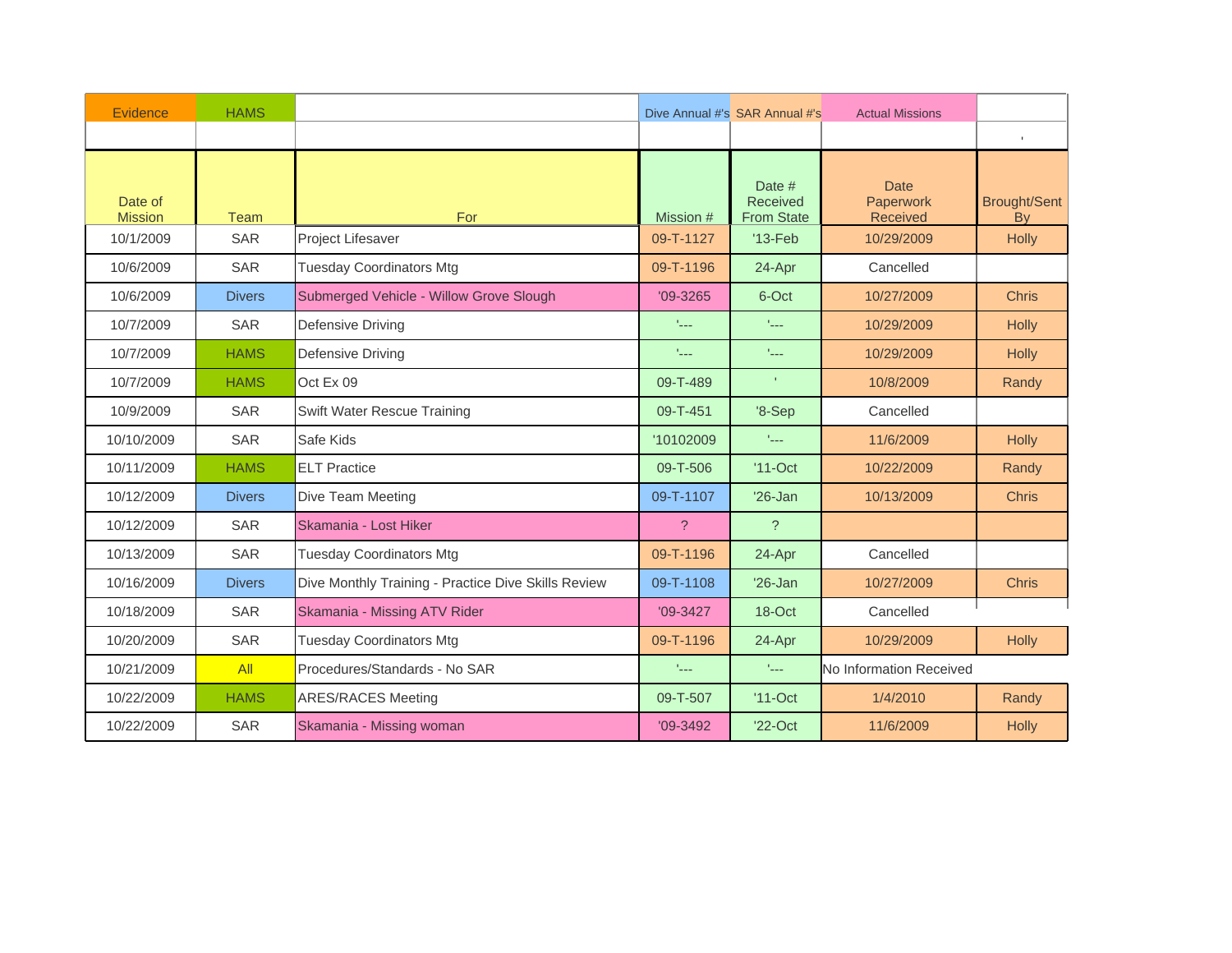| Evidence | HAMS | | Dive Annual #'s | SAR Annual #'s | Actual Missions | |
|---|---|---|---|---|---|---|
| | | | | | | ' |
| Date of Mission | Team | For | Mission # | Date # Received From State | Date Paperwork Received | Brought/Sent By |
| 10/1/2009 | SAR | Project Lifesaver | 09-T-1127 | '13-Feb | 10/29/2009 | Holly |
| 10/6/2009 | SAR | Tuesday Coordinators Mtg | 09-T-1196 | 24-Apr | Cancelled | |
| 10/6/2009 | Divers | Submerged Vehicle - Willow Grove Slough | '09-3265 | 6-Oct | 10/27/2009 | Chris |
| 10/7/2009 | SAR | Defensive Driving | '--- | '--- | 10/29/2009 | Holly |
| 10/7/2009 | HAMS | Defensive Driving | '--- | '--- | 10/29/2009 | Holly |
| 10/7/2009 | HAMS | Oct Ex 09 | 09-T-489 | ' | 10/8/2009 | Randy |
| 10/9/2009 | SAR | Swift Water Rescue Training | 09-T-451 | '8-Sep | Cancelled | |
| 10/10/2009 | SAR | Safe Kids | '10102009 | '--- | 11/6/2009 | Holly |
| 10/11/2009 | HAMS | ELT Practice | 09-T-506 | '11-Oct | 10/22/2009 | Randy |
| 10/12/2009 | Divers | Dive Team Meeting | 09-T-1107 | '26-Jan | 10/13/2009 | Chris |
| 10/12/2009 | SAR | Skamania - Lost Hiker | ? | ? | | |
| 10/13/2009 | SAR | Tuesday Coordinators Mtg | 09-T-1196 | 24-Apr | Cancelled | |
| 10/16/2009 | Divers | Dive Monthly Training - Practice Dive Skills Review | 09-T-1108 | '26-Jan | 10/27/2009 | Chris |
| 10/18/2009 | SAR | Skamania - Missing ATV Rider | '09-3427 | 18-Oct | Cancelled | |
| 10/20/2009 | SAR | Tuesday Coordinators Mtg | 09-T-1196 | 24-Apr | 10/29/2009 | Holly |
| 10/21/2009 | All | Procedures/Standards - No SAR | '--- | '--- | No Information Received | |
| 10/22/2009 | HAMS | ARES/RACES Meeting | 09-T-507 | '11-Oct | 1/4/2010 | Randy |
| 10/22/2009 | SAR | Skamania - Missing woman | '09-3492 | '22-Oct | 11/6/2009 | Holly |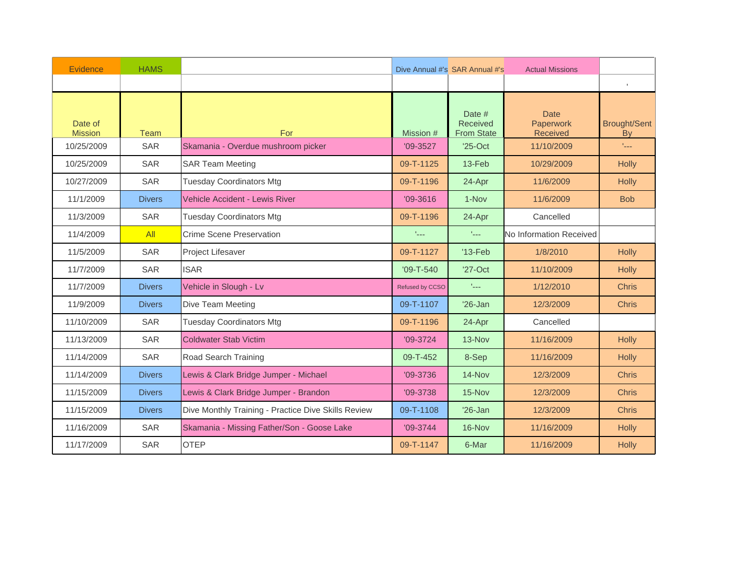| Evidence | HAMS | | Dive Annual #'s | SAR Annual #'s | Actual Missions | |
|---|---|---|---|---|---|---|
| | | | | | | ' |
| Date of Mission | Team | For | Mission # | Date # Received From State | Date Paperwork Received | Brought/Sent By |
| 10/25/2009 | SAR | Skamania - Overdue mushroom picker | '09-3527 | '25-Oct | 11/10/2009 | '--- |
| 10/25/2009 | SAR | SAR Team Meeting | 09-T-1125 | 13-Feb | 10/29/2009 | Holly |
| 10/27/2009 | SAR | Tuesday Coordinators Mtg | 09-T-1196 | 24-Apr | 11/6/2009 | Holly |
| 11/1/2009 | Divers | Vehicle Accident - Lewis River | '09-3616 | 1-Nov | 11/6/2009 | Bob |
| 11/3/2009 | SAR | Tuesday Coordinators Mtg | 09-T-1196 | 24-Apr | Cancelled | |
| 11/4/2009 | All | Crime Scene Preservation | '--- | '--- | No Information Received | |
| 11/5/2009 | SAR | Project Lifesaver | 09-T-1127 | '13-Feb | 1/8/2010 | Holly |
| 11/7/2009 | SAR | ISAR | '09-T-540 | '27-Oct | 11/10/2009 | Holly |
| 11/7/2009 | Divers | Vehicle in Slough - Lv | Refused by CCSO | '--- | 1/12/2010 | Chris |
| 11/9/2009 | Divers | Dive Team Meeting | 09-T-1107 | '26-Jan | 12/3/2009 | Chris |
| 11/10/2009 | SAR | Tuesday Coordinators Mtg | 09-T-1196 | 24-Apr | Cancelled | |
| 11/13/2009 | SAR | Coldwater Stab Victim | '09-3724 | 13-Nov | 11/16/2009 | Holly |
| 11/14/2009 | SAR | Road Search Training | 09-T-452 | 8-Sep | 11/16/2009 | Holly |
| 11/14/2009 | Divers | Lewis & Clark Bridge Jumper - Michael | '09-3736 | 14-Nov | 12/3/2009 | Chris |
| 11/15/2009 | Divers | Lewis & Clark Bridge Jumper - Brandon | '09-3738 | 15-Nov | 12/3/2009 | Chris |
| 11/15/2009 | Divers | Dive Monthly Training - Practice Dive Skills Review | 09-T-1108 | '26-Jan | 12/3/2009 | Chris |
| 11/16/2009 | SAR | Skamania - Missing Father/Son - Goose Lake | '09-3744 | 16-Nov | 11/16/2009 | Holly |
| 11/17/2009 | SAR | OTEP | 09-T-1147 | 6-Mar | 11/16/2009 | Holly |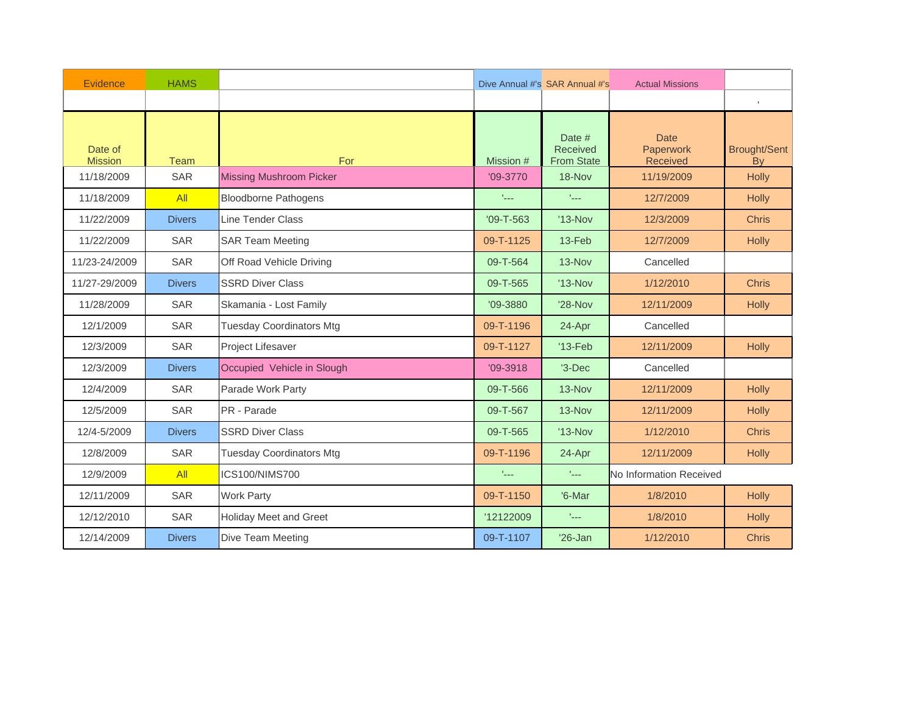| Evidence | HAMS | | Dive Annual #'s | SAR Annual #'s | Actual Missions | |
|---|---|---|---|---|---|---|
| | | | | | | ' |
| Date of Mission | Team | For | Mission # | Date # Received From State | Date Paperwork Received | Brought/Sent By |
| 11/18/2009 | SAR | Missing Mushroom Picker | '09-3770 | 18-Nov | 11/19/2009 | Holly |
| 11/18/2009 | All | Bloodborne Pathogens | '--- | '--- | 12/7/2009 | Holly |
| 11/22/2009 | Divers | Line Tender Class | '09-T-563 | '13-Nov | 12/3/2009 | Chris |
| 11/22/2009 | SAR | SAR Team Meeting | 09-T-1125 | 13-Feb | 12/7/2009 | Holly |
| 11/23-24/2009 | SAR | Off Road Vehicle Driving | 09-T-564 | 13-Nov | Cancelled | |
| 11/27-29/2009 | Divers | SSRD Diver Class | 09-T-565 | '13-Nov | 1/12/2010 | Chris |
| 11/28/2009 | SAR | Skamania - Lost Family | '09-3880 | '28-Nov | 12/11/2009 | Holly |
| 12/1/2009 | SAR | Tuesday Coordinators Mtg | 09-T-1196 | 24-Apr | Cancelled | |
| 12/3/2009 | SAR | Project Lifesaver | 09-T-1127 | '13-Feb | 12/11/2009 | Holly |
| 12/3/2009 | Divers | Occupied Vehicle in Slough | '09-3918 | '3-Dec | Cancelled | |
| 12/4/2009 | SAR | Parade Work Party | 09-T-566 | 13-Nov | 12/11/2009 | Holly |
| 12/5/2009 | SAR | PR - Parade | 09-T-567 | 13-Nov | 12/11/2009 | Holly |
| 12/4-5/2009 | Divers | SSRD Diver Class | 09-T-565 | '13-Nov | 1/12/2010 | Chris |
| 12/8/2009 | SAR | Tuesday Coordinators Mtg | 09-T-1196 | 24-Apr | 12/11/2009 | Holly |
| 12/9/2009 | All | ICS100/NIMS700 | '--- | '--- | No Information Received | |
| 12/11/2009 | SAR | Work Party | 09-T-1150 | '6-Mar | 1/8/2010 | Holly |
| 12/12/2010 | SAR | Holiday Meet and Greet | '12122009 | '--- | 1/8/2010 | Holly |
| 12/14/2009 | Divers | Dive Team Meeting | 09-T-1107 | '26-Jan | 1/12/2010 | Chris |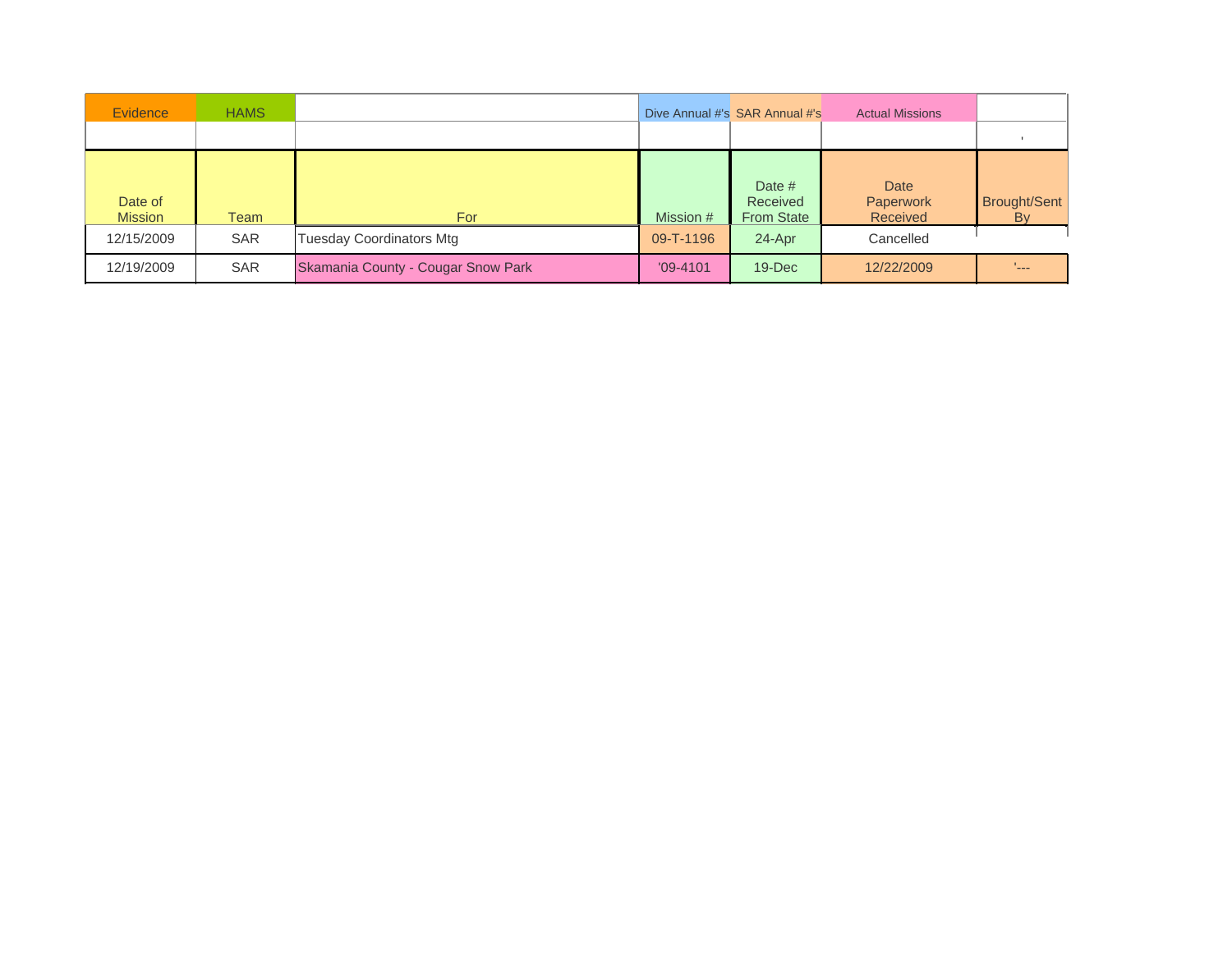| Evidence | HAMS | | Dive Annual #'s | SAR Annual #'s | Actual Missions | |
|---|---|---|---|---|---|---|
| | | | | | | ' |
| Date of Mission | Team | For | Mission # | Date # Received From State | Date Paperwork Received | Brought/Sent By |
| 12/15/2009 | SAR | Tuesday Coordinators Mtg | 09-T-1196 | 24-Apr | Cancelled | |
| 12/19/2009 | SAR | Skamania County - Cougar Snow Park | '09-4101 | 19-Dec | 12/22/2009 | '--- |